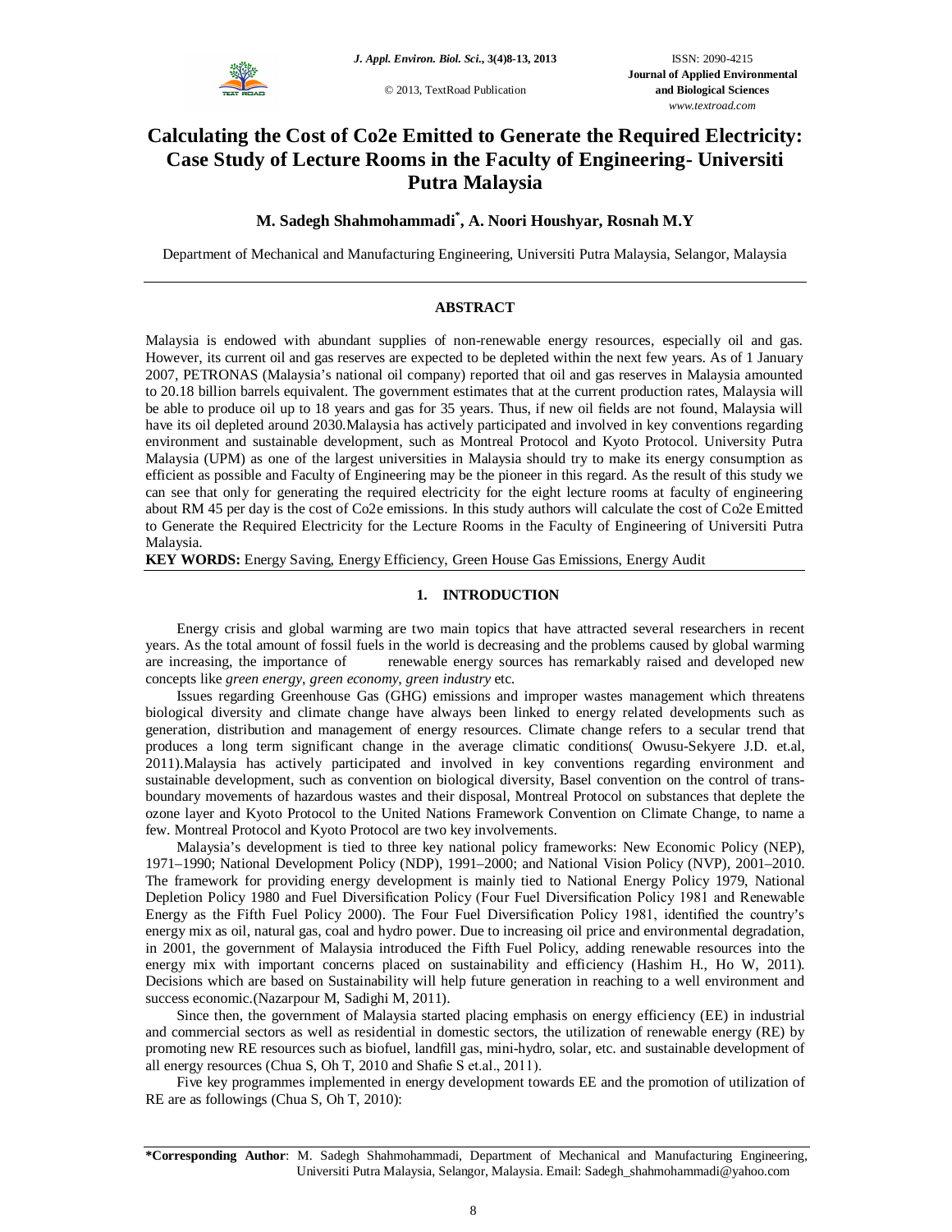# Calculating the Cost of Co2e Emitted to Generate the Required Electricity: Case Study of Lecture Rooms in the Faculty of Engineering- Universiti Putra Malaysia

**M. Sadegh Shahmohammadi[*], A. Noori Houshyar, Rosnah M.Y**

Department of Mechanical and Manufacturing Engineering, Universiti Putra Malaysia, Selangor, Malaysia

## ABSTRACT

Malaysia is endowed with abundant supplies of non-renewable energy resources, especially oil and gas. However, its current oil and gas reserves are expected to be depleted within the next few years. As of 1 January 2007, PETRONAS (Malaysia's national oil company) reported that oil and gas reserves in Malaysia amounted to 20.18 billion barrels equivalent. The government estimates that at the current production rates, Malaysia will be able to produce oil up to 18 years and gas for 35 years. Thus, if new oil fields are not found, Malaysia will have its oil depleted around 2030.Malaysia has actively participated and involved in key conventions regarding environment and sustainable development, such as Montreal Protocol and Kyoto Protocol. University Putra Malaysia (UPM) as one of the largest universities in Malaysia should try to make its energy consumption as efficient as possible and Faculty of Engineering may be the pioneer in this regard. As the result of this study we can see that only for generating the required electricity for the eight lecture rooms at faculty of engineering about RM 45 per day is the cost of Co2e emissions. In this study authors will calculate the cost of Co2e Emitted to Generate the Required Electricity for the Lecture Rooms in the Faculty of Engineering of Universiti Putra Malaysia.

**KEY WORDS:** Energy Saving, Energy Efficiency, Green House Gas Emissions, Energy Audit

## 1. INTRODUCTION

Energy crisis and global warming are two main topics that have attracted several researchers in recent years. As the total amount of fossil fuels in the world is decreasing and the problems caused by global warming are increasing, the importance of renewable energy sources has remarkably raised and developed new concepts like *green energy*, *green economy*, *green industry* etc.

Issues regarding Greenhouse Gas (GHG) emissions and improper wastes management which threatens biological diversity and climate change have always been linked to energy related developments such as generation, distribution and management of energy resources. Climate change refers to a secular trend that produces a long term significant change in the average climatic conditions( Owusu-Sekyere J.D. et.al, 2011).Malaysia has actively participated and involved in key conventions regarding environment and sustainable development, such as convention on biological diversity, Basel convention on the control of trans-boundary movements of hazardous wastes and their disposal, Montreal Protocol on substances that deplete the ozone layer and Kyoto Protocol to the United Nations Framework Convention on Climate Change, to name a few. Montreal Protocol and Kyoto Protocol are two key involvements.

Malaysia's development is tied to three key national policy frameworks: New Economic Policy (NEP), 1971–1990; National Development Policy (NDP), 1991–2000; and National Vision Policy (NVP), 2001–2010. The framework for providing energy development is mainly tied to National Energy Policy 1979, National Depletion Policy 1980 and Fuel Diversification Policy (Four Fuel Diversification Policy 1981 and Renewable Energy as the Fifth Fuel Policy 2000). The Four Fuel Diversification Policy 1981, identified the country's energy mix as oil, natural gas, coal and hydro power. Due to increasing oil price and environmental degradation, in 2001, the government of Malaysia introduced the Fifth Fuel Policy, adding renewable resources into the energy mix with important concerns placed on sustainability and efficiency (Hashim H., Ho W, 2011). Decisions which are based on Sustainability will help future generation in reaching to a well environment and success economic.(Nazarpour M, Sadighi M, 2011).

Since then, the government of Malaysia started placing emphasis on energy efficiency (EE) in industrial and commercial sectors as well as residential in domestic sectors, the utilization of renewable energy (RE) by promoting new RE resources such as biofuel, landfill gas, mini-hydro, solar, etc. and sustainable development of all energy resources (Chua S, Oh T, 2010 and Shafie S et.al., 2011).

Five key programmes implemented in energy development towards EE and the promotion of utilization of RE are as followings (Chua S, Oh T, 2010):

---

**\*Corresponding Author**: M. Sadegh Shahmohammadi, Department of Mechanical and Manufacturing Engineering, Universiti Putra Malaysia, Selangor, Malaysia. Email: Sadegh_shahmohammadi@yahoo.com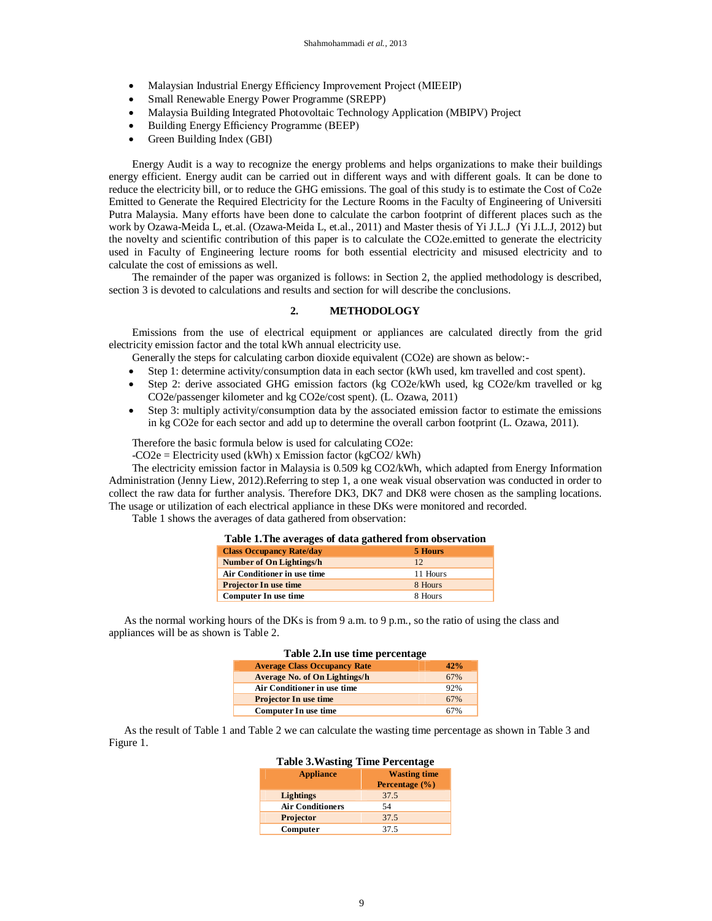- Malaysian Industrial Energy Efficiency Improvement Project (MIEEIP)
- Small Renewable Energy Power Programme (SREPP)
- Malaysia Building Integrated Photovoltaic Technology Application (MBIPV) Project
- Building Energy Efficiency Programme (BEEP)
- Green Building Index (GBI)

Energy Audit is a way to recognize the energy problems and helps organizations to make their buildings energy efficient. Energy audit can be carried out in different ways and with different goals. It can be done to reduce the electricity bill, or to reduce the GHG emissions. The goal of this study is to estimate the Cost of Co2e Emitted to Generate the Required Electricity for the Lecture Rooms in the Faculty of Engineering of Universiti Putra Malaysia. Many efforts have been done to calculate the carbon footprint of different places such as the work by Ozawa-Meida L, et.al. (Ozawa-Meida L, et.al., 2011) and Master thesis of Yi J.L.J (Yi J.L.J, 2012) but the novelty and scientific contribution of this paper is to calculate the CO2e.emitted to generate the electricity used in Faculty of Engineering lecture rooms for both essential electricity and misused electricity and to calculate the cost of emissions as well.

The remainder of the paper was organized is follows: in Section 2, the applied methodology is described, section 3 is devoted to calculations and results and section for will describe the conclusions.

## 2. METHODOLOGY

Emissions from the use of electrical equipment or appliances are calculated directly from the grid electricity emission factor and the total kWh annual electricity use.

Generally the steps for calculating carbon dioxide equivalent (CO2e) are shown as below:-

- Step 1: determine activity/consumption data in each sector (kWh used, km travelled and cost spent).
- Step 2: derive associated GHG emission factors (kg CO2e/kWh used, kg CO2e/km travelled or kg CO2e/passenger kilometer and kg CO2e/cost spent). (L. Ozawa, 2011)
- Step 3: multiply activity/consumption data by the associated emission factor to estimate the emissions in kg CO2e for each sector and add up to determine the overall carbon footprint (L. Ozawa, 2011).

Therefore the basic formula below is used for calculating CO2e:

-CO2e = Electricity used (kWh) x Emission factor (kgCO2/ kWh)

The electricity emission factor in Malaysia is 0.509 kg CO2/kWh, which adapted from Energy Information Administration (Jenny Liew, 2012).Referring to step 1, a one weak visual observation was conducted in order to collect the raw data for further analysis. Therefore DK3, DK7 and DK8 were chosen as the sampling locations. The usage or utilization of each electrical appliance in these DKs were monitored and recorded.

Table 1 shows the averages of data gathered from observation:

**Table 1.The averages of data gathered from observation**

| Class Occupancy Rate/day | 5 Hours |
|---|---|
| Number of On Lightings/h | 12 |
| Air Conditioner in use time | 11 Hours |
| Projector In use time | 8 Hours |
| Computer In use time | 8 Hours |

As the normal working hours of the DKs is from 9 a.m. to 9 p.m., so the ratio of using the class and appliances will be as shown is Table 2.

**Table 2.In use time percentage**

| Average Class Occupancy Rate | 42% |
|---|---|
| Average No. of On Lightings/h | 67% |
| Air Conditioner in use time | 92% |
| Projector In use time | 67% |
| Computer In use time | 67% |

As the result of Table 1 and Table 2 we can calculate the wasting time percentage as shown in Table 3 and Figure 1.

**Table 3.Wasting Time Percentage**

| Appliance | Wasting time Percentage (%) |
|---|---|
| Lightings | 37.5 |
| Air Conditioners | 54 |
| Projector | 37.5 |
| Computer | 37.5 |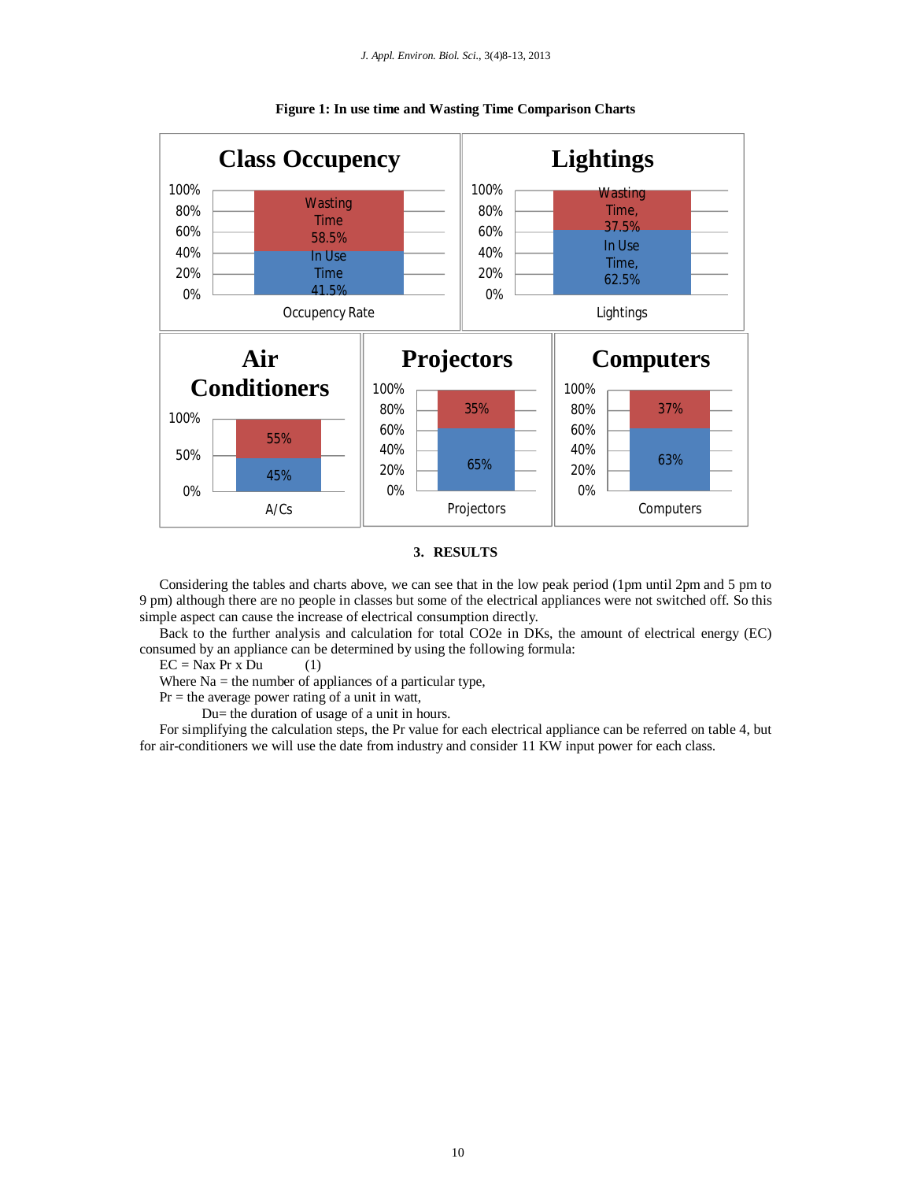**Figure 1: In use time and Wasting Time Comparison Charts**

Class Occupency

100%
80%
60%
40%
20%
0%

Wasting Time 58.5%

In Use Time 41.5%

Occupency Rate

Lightings

100%
80%
60%
40%
20%
0%

Wasting Time, 37.5%

In Use Time, 62.5%

Lightings

Air Conditioners

100%
50%
0%

55%

45%

A/Cs

Projectors

100%
80%
60%
40%
20%
0%

35%

65%

Projectors

Computers

100%
80%
60%
40%
20%
0%

37%

63%

Computers

## 3. RESULTS

Considering the tables and charts above, we can see that in the low peak period (1pm until 2pm and 5 pm to 9 pm) although there are no people in classes but some of the electrical appliances were not switched off. So this simple aspect can cause the increase of electrical consumption directly.

Back to the further analysis and calculation for total CO2e in DKs, the amount of electrical energy (EC) consumed by an appliance can be determined by using the following formula:

$$EC = Na \times Pr \times Du \quad (1)$$

Where Na = the number of appliances of a particular type,

Pr = the average power rating of a unit in watt,

Du= the duration of usage of a unit in hours.

For simplifying the calculation steps, the Pr value for each electrical appliance can be referred on table 4, but for air-conditioners we will use the date from industry and consider 11 KW input power for each class.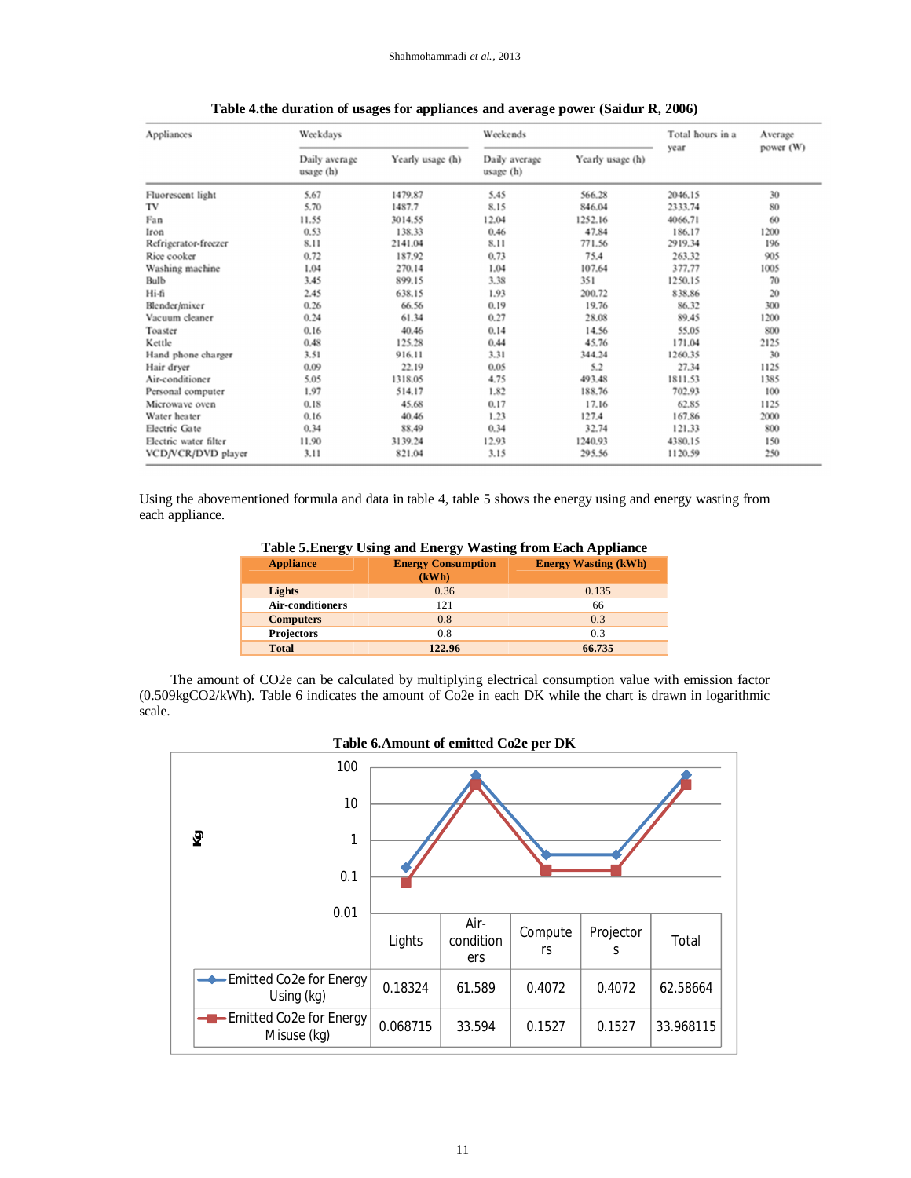**Table 4.the duration of usages for appliances and average power (Saidur R, 2006)**

| Appliances | Weekdays | | Weekends | | Total hours in a year | Average power (W) |
|---|---|---|---|---|---|---|
| | Daily average usage (h) | Yearly usage (h) | Daily average usage (h) | Yearly usage (h) | | |
| Fluorescent light | 5.67 | 1479.87 | 5.45 | 566.28 | 2046.15 | 30 |
| TV | 5.70 | 1487.7 | 8.15 | 846.04 | 2333.74 | 80 |
| Fan | 11.55 | 3014.55 | 12.04 | 1252.16 | 4066.71 | 60 |
| Iron | 0.53 | 138.33 | 0.46 | 47.84 | 186.17 | 1200 |
| Refrigerator-freezer | 8.11 | 2141.04 | 8.11 | 771.56 | 2919.34 | 196 |
| Rice cooker | 0.72 | 187.92 | 0.73 | 75.4 | 263.32 | 905 |
| Washing machine | 1.04 | 270.14 | 1.04 | 107.64 | 377.77 | 1005 |
| Bulb | 3.45 | 899.15 | 3.38 | 351 | 1250.15 | 70 |
| Hi-fi | 2.45 | 638.15 | 1.93 | 200.72 | 838.86 | 20 |
| Blender/mixer | 0.26 | 66.56 | 0.19 | 19.76 | 86.32 | 300 |
| Vacuum cleaner | 0.24 | 61.34 | 0.27 | 28.08 | 89.45 | 1200 |
| Toaster | 0.16 | 40.46 | 0.14 | 14.56 | 55.05 | 800 |
| Kettle | 0.48 | 125.28 | 0.44 | 45.76 | 171.04 | 2125 |
| Hand phone charger | 3.51 | 916.11 | 3.31 | 344.24 | 1260.35 | 30 |
| Hair dryer | 0.09 | 22.19 | 0.05 | 5.2 | 27.34 | 1125 |
| Air-conditioner | 5.05 | 1318.05 | 4.75 | 493.48 | 1811.53 | 1385 |
| Personal computer | 1.97 | 514.17 | 1.82 | 188.76 | 702.93 | 100 |
| Microwave oven | 0.18 | 45.68 | 0.17 | 17.16 | 62.85 | 1125 |
| Water heater | 0.16 | 40.46 | 1.23 | 127.4 | 167.86 | 2000 |
| Electric Gate | 0.34 | 88.49 | 0.34 | 32.74 | 121.33 | 800 |
| Electric water filter | 11.90 | 3139.24 | 12.93 | 1240.93 | 4380.15 | 150 |
| VCD/VCR/DVD player | 3.11 | 821.04 | 3.15 | 295.56 | 1120.59 | 250 |

Using the abovementioned formula and data in table 4, table 5 shows the energy using and energy wasting from each appliance.

**Table 5.Energy Using and Energy Wasting from Each Appliance**

| Appliance | Energy Consumption (kWh) | Energy Wasting (kWh) |
|---|---|---|
| **Lights** | 0.36 | 0.135 |
| **Air-conditioners** | 121 | 66 |
| **Computers** | 0.8 | 0.3 |
| **Projectors** | 0.8 | 0.3 |
| **Total** | **122.96** | **66.735** |

The amount of CO2e can be calculated by multiplying electrical consumption value with emission factor (0.509kgCO2/kWh). Table 6 indicates the amount of Co2e in each DK while the chart is drawn in logarithmic scale.

**Table 6.Amount of emitted Co2e per DK**

Kg

100
10
1
0.1
0.01

| | Lights | Air-conditioners | Computers | Projectors | Total |
|---|---|---|---|---|---|
| Emitted Co2e for Energy Using (kg) | 0.18324 | 61.589 | 0.4072 | 0.4072 | 62.58664 |
| Emitted Co2e for Energy Misuse (kg) | 0.068715 | 33.594 | 0.1527 | 0.1527 | 33.968115 |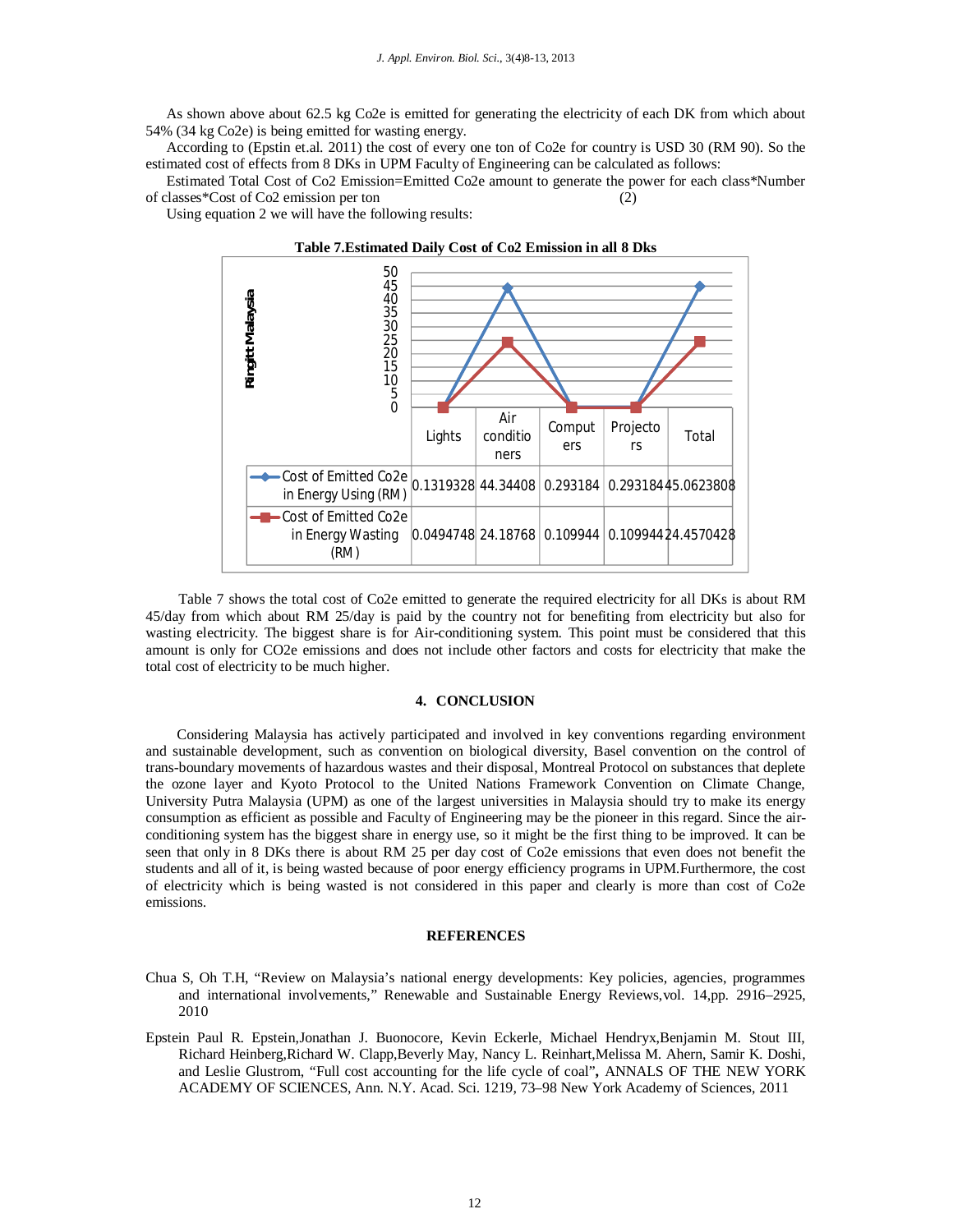As shown above about 62.5 kg Co2e is emitted for generating the electricity of each DK from which about 54% (34 kg Co2e) is being emitted for wasting energy.

According to (Epstin et.al. 2011) the cost of every one ton of Co2e for country is USD 30 (RM 90). So the estimated cost of effects from 8 DKs in UPM Faculty of Engineering can be calculated as follows:

Estimated Total Cost of Co2 Emission=Emitted Co2e amount to generate the power for each class*Number of classes*Cost of Co2 emission per ton (2)

Using equation 2 we will have the following results:

**Table 7.Estimated Daily Cost of Co2 Emission in all 8 Dks**

Ringitt Malaysia

50
45
40
35
30
25
20
15
10
5
0

Lights
Air conditioners
Computers
Projectors
Total

Cost of Emitted Co2e in Energy Using (RM): 0.1319328 44.34408 0.293184 0.293184 45.0623808

Cost of Emitted Co2e in Energy Wasting (RM): 0.0494748 24.18768 0.109944 0.109944 24.4570428

Table 7 shows the total cost of Co2e emitted to generate the required electricity for all DKs is about RM 45/day from which about RM 25/day is paid by the country not for benefiting from electricity but also for wasting electricity. The biggest share is for Air-conditioning system. This point must be considered that this amount is only for CO2e emissions and does not include other factors and costs for electricity that make the total cost of electricity to be much higher.

## 4. CONCLUSION

Considering Malaysia has actively participated and involved in key conventions regarding environment and sustainable development, such as convention on biological diversity, Basel convention on the control of trans-boundary movements of hazardous wastes and their disposal, Montreal Protocol on substances that deplete the ozone layer and Kyoto Protocol to the United Nations Framework Convention on Climate Change, University Putra Malaysia (UPM) as one of the largest universities in Malaysia should try to make its energy consumption as efficient as possible and Faculty of Engineering may be the pioneer in this regard. Since the air-conditioning system has the biggest share in energy use, so it might be the first thing to be improved. It can be seen that only in 8 DKs there is about RM 25 per day cost of Co2e emissions that even does not benefit the students and all of it, is being wasted because of poor energy efficiency programs in UPM.Furthermore, the cost of electricity which is being wasted is not considered in this paper and clearly is more than cost of Co2e emissions.

## REFERENCES

Chua S, Oh T.H, "Review on Malaysia's national energy developments: Key policies, agencies, programmes and international involvements," Renewable and Sustainable Energy Reviews,vol. 14,pp. 2916–2925, 2010

Epstein Paul R. Epstein,Jonathan J. Buonocore, Kevin Eckerle, Michael Hendryx,Benjamin M. Stout III, Richard Heinberg,Richard W. Clapp,Beverly May, Nancy L. Reinhart,Melissa M. Ahern, Samir K. Doshi, and Leslie Glustrom, "Full cost accounting for the life cycle of coal"**,** ANNALS OF THE NEW YORK ACADEMY OF SCIENCES, Ann. N.Y. Acad. Sci. 1219, 73–98 New York Academy of Sciences, 2011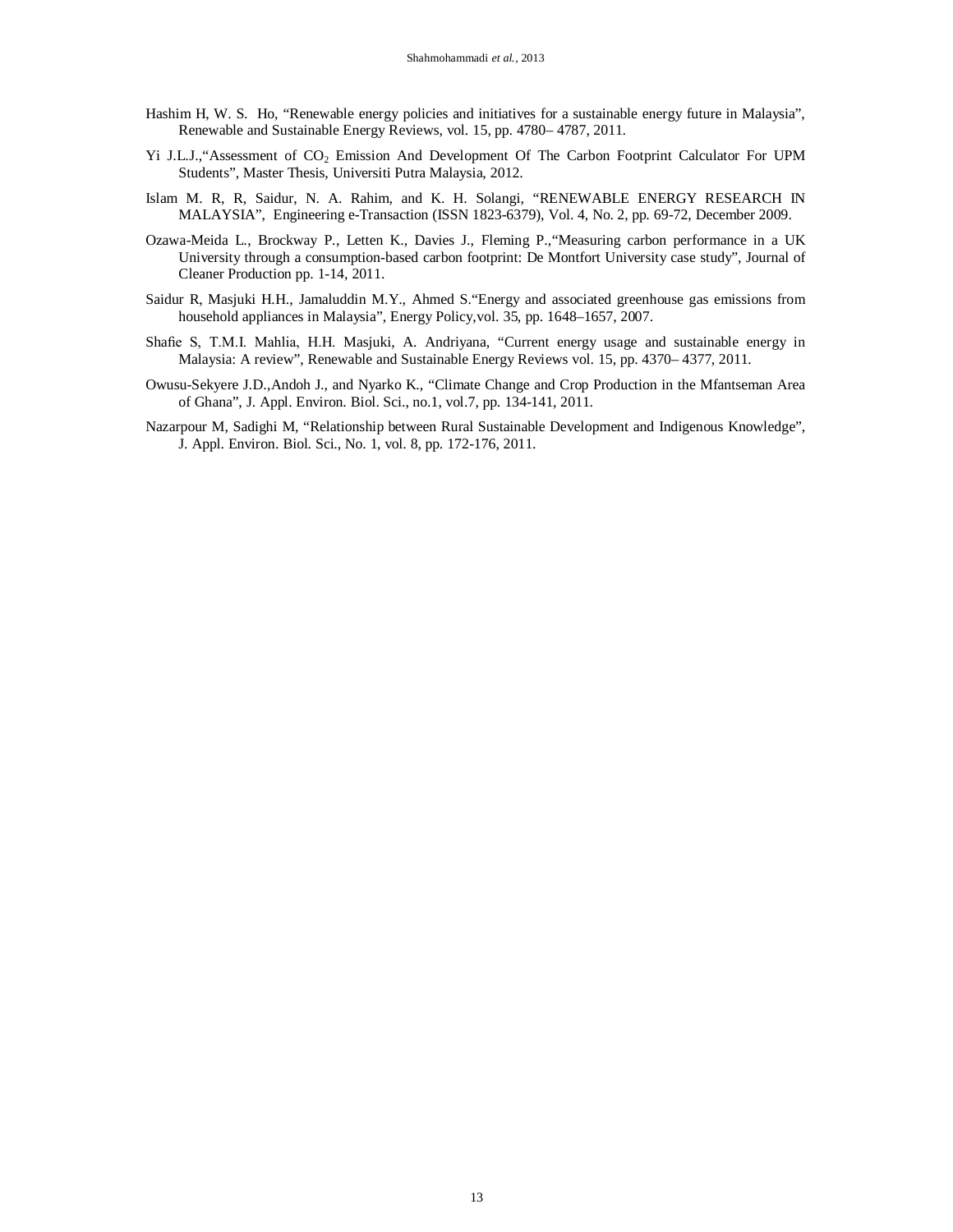Hashim H, W. S. Ho, "Renewable energy policies and initiatives for a sustainable energy future in Malaysia", Renewable and Sustainable Energy Reviews, vol. 15, pp. 4780– 4787, 2011.

Yi J.L.J.,"Assessment of $CO_2$ Emission And Development Of The Carbon Footprint Calculator For UPM Students", Master Thesis, Universiti Putra Malaysia, 2012.

Islam M. R, R, Saidur, N. A. Rahim, and K. H. Solangi, "RENEWABLE ENERGY RESEARCH IN MALAYSIA", Engineering e-Transaction (ISSN 1823-6379), Vol. 4, No. 2, pp. 69-72, December 2009.

Ozawa-Meida L., Brockway P., Letten K., Davies J., Fleming P.,"Measuring carbon performance in a UK University through a consumption-based carbon footprint: De Montfort University case study", Journal of Cleaner Production pp. 1-14, 2011.

Saidur R, Masjuki H.H., Jamaluddin M.Y., Ahmed S."Energy and associated greenhouse gas emissions from household appliances in Malaysia", Energy Policy,vol. 35, pp. 1648–1657, 2007.

Shafie S, T.M.I. Mahlia, H.H. Masjuki, A. Andriyana, "Current energy usage and sustainable energy in Malaysia: A review", Renewable and Sustainable Energy Reviews vol. 15, pp. 4370– 4377, 2011.

Owusu-Sekyere J.D.,Andoh J., and Nyarko K., "Climate Change and Crop Production in the Mfantseman Area of Ghana", J. Appl. Environ. Biol. Sci., no.1, vol.7, pp. 134-141, 2011.

Nazarpour M, Sadighi M, "Relationship between Rural Sustainable Development and Indigenous Knowledge", J. Appl. Environ. Biol. Sci., No. 1, vol. 8, pp. 172-176, 2011.